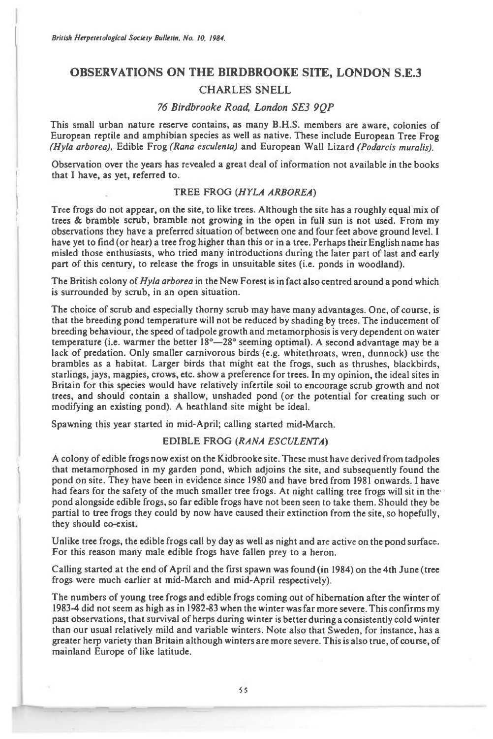# OBSERVATIONS ON THE BIRDBROOKE SITE, LONDON S.E.3

## CHARLES SNELL

*76 Birdbrooke Road, London SE3 9QP*

This small urban nature reserve contains, as many B.H.S. members are aware, colonies of European reptile and amphibian species as well as native. These include European Tree Frog *(Hyla arborea)*, Edible Frog *(Rana esculenta)* and European Wall Lizard *(Podarcis muralis)*.

Observation over the years has revealed a great deal of information not available in the books that I have, as yet, referred to.

### TREE FROG (*HYLA ARBOREA*)

Tree frogs do not appear, on the site, to like trees. Although the site has a roughly equal mix of trees & bramble scrub, bramble not growing in the open in full sun is not used. From my observations they have a preferred situation of between one and four feet above ground level. I have yet to find (or hear) a tree frog higher than this or in a tree. Perhaps their English name has misled those enthusiasts, who tried many introductions during the later part of last and early part of this century, to release the frogs in unsuitable sites (i.e. ponds in woodland).

The British colony of *Hyla arborea* in the New Forest is in fact also centred around a pond which is surrounded by scrub, in an open situation.

The choice of scrub and especially thorny scrub may have many advantages. One, of course, is that the breeding pond temperature will not be reduced by shading by trees. The inducement of breeding behaviour, the speed of tadpole growth and metamorphosis is very dependent on water temperature (i.e. warmer the better 18°—28° seeming optimal). A second advantage may be a lack of predation. Only smaller carnivorous birds (e.g. whitethroats, wren, dunnock) use the brambles as a habitat. Larger birds that might eat the frogs, such as thrushes, blackbirds, starlings, jays, magpies, crows, etc. show a preference for trees. In my opinion, the ideal sites in Britain for this species would have relatively infertile soil to encourage scrub growth and not trees, and should contain a shallow, unshaded pond (or the potential for creating such or modifying an existing pond). A heathland site might be ideal.

Spawning this year started in mid-April; calling started mid-March.

### EDIBLE FROG (*RANA ESCULENTA*)

A colony of edible frogs now exist on the Kidbrooke site. These must have derived from tadpoles that metamorphosed in my garden pond, which adjoins the site, and subsequently found the pond on site. They have been in evidence since 1980 and have bred from 1981 onwards. I have had fears for the safety of the much smaller tree frogs. At night calling tree frogs will sit in the pond alongside edible frogs, so far edible frogs have not been seen to take them. Should they be partial to tree frogs they could by now have caused their extinction from the site, so hopefully, they should co-exist.

Unlike tree frogs, the edible frogs call by day as well as night and are active on the pond surface. For this reason many male edible frogs have fallen prey to a heron.

Calling started at the end of April and the first spawn was found (in 1984) on the 4th June (tree frogs were much earlier at mid-March and mid-April respectively).

The numbers of young tree frogs and edible frogs coming out of hibernation after the winter of 1983-4 did not seem as high as in 1982-83 when the winter was far more severe. This confirms my past observations, that survival of herps during winter is better during a consistently cold winter than our usual relatively mild and variable winters. Note also that Sweden, for instance, has a greater herp variety than Britain although winters are more severe. This is also true, of course, of mainland Europe of like latitude.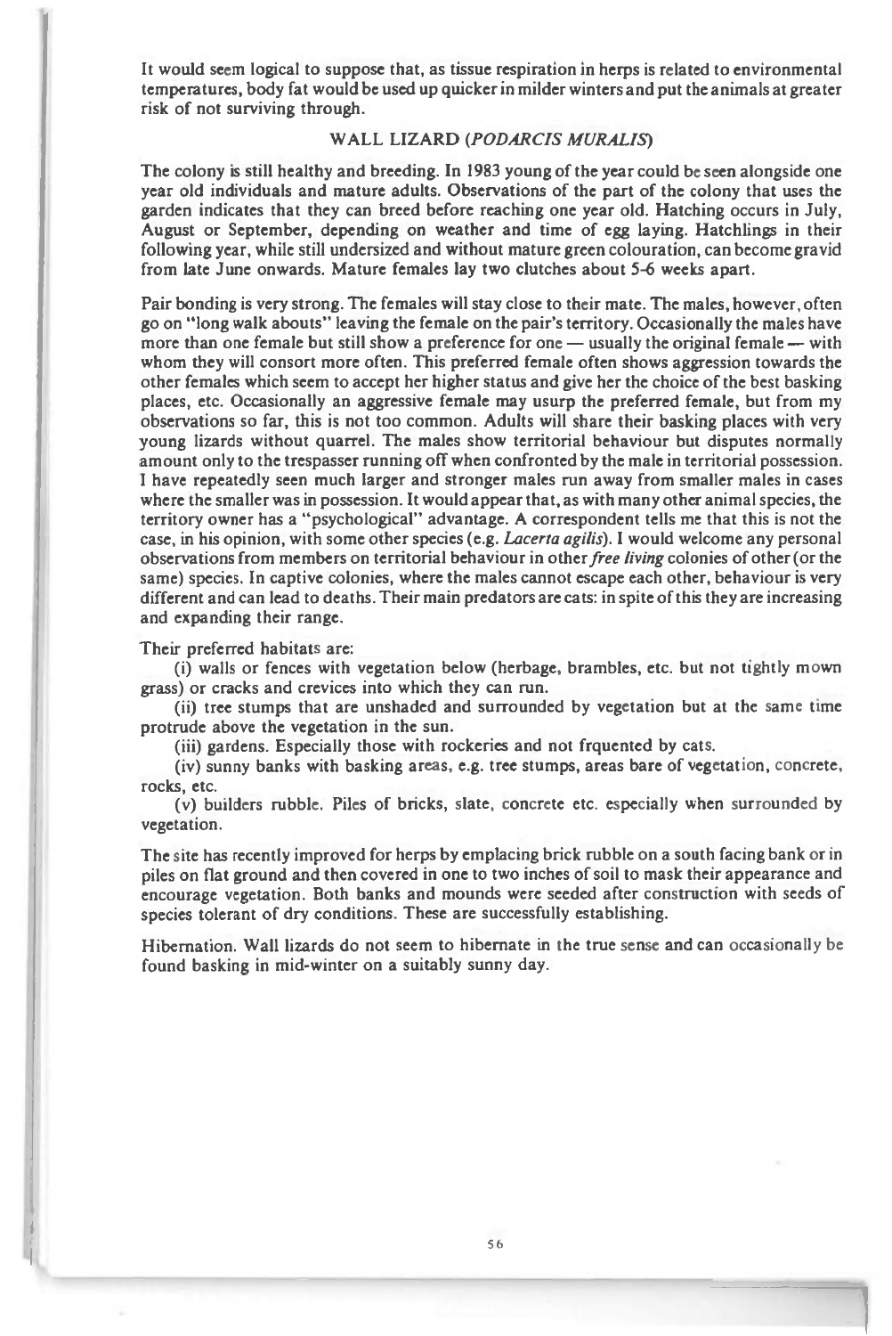It would seem logical to suppose that, as tissue respiration in herps is related to environmental temperatures, body fat would be used up quicker in milder winters and put the animals at greater risk of not surviving through.

## WALL LIZARD (*PODARCIS MURALIS*)

The colony is still healthy and breeding. In 1983 young of the year could be seen alongside one year old individuals and mature adults. Observations of the part of the colony that uses the garden indicates that they can breed before reaching one year old. Hatching occurs in July, August or September, depending on weather and time of egg laying. Hatchlings in their following year, while still undersized and without mature green colouration, can become gravid from late June onwards. Mature females lay two clutches about 5-6 weeks apart.

Pair bonding is very strong. The females will stay close to their mate. The males, however, often go on "long walk abouts" leaving the female on the pair's territory. Occasionally the males have more than one female but still show a preference for one — usually the original female — with whom they will consort more often. This preferred female often shows aggression towards the other females which seem to accept her higher status and give her the choice of the best basking places, etc. Occasionally an aggressive female may usurp the preferred female, but from my observations so far, this is not too common. Adults will share their basking places with very young lizards without quarrel. The males show territorial behaviour but disputes normally amount only to the trespasser running off when confronted by the male in territorial possession. I have repeatedly seen much larger and stronger males run away from smaller males in cases where the smaller was in possession. It would appear that, as with many other animal species, the territory owner has a "psychological" advantage. A correspondent tells me that this is not the case, in his opinion, with some other species (e.g. *Lacerta agilis*). I would welcome any personal observations from members on territorial behaviour in other *free living* colonies of other (or the same) species. In captive colonies, where the males cannot escape each other, behaviour is very different and can lead to deaths. Their main predators are cats: in spite of this they are increasing and expanding their range.

Their preferred habitats are:

(i) walls or fences with vegetation below (herbage, brambles, etc. but not tightly mown grass) or cracks and crevices into which they can run.

(ii) tree stumps that are unshaded and surrounded by vegetation but at the same time protrude above the vegetation in the sun.

(iii) gardens. Especially those with rockeries and not frquented by cats.

(iv) sunny banks with basking areas, e.g. tree stumps, areas bare of vegetation, concrete, rocks, etc.

(v) builders rubble. Piles of bricks, slate, concrete etc. especially when surrounded by vegetation.

The site has recently improved for herps by emplacing brick rubble on a south facing bank or in piles on flat ground and then covered in one to two inches of soil to mask their appearance and encourage vegetation. Both banks and mounds were seeded after construction with seeds of species tolerant of dry conditions. These are successfully establishing.

Hibernation. Wall lizards do not seem to hibernate in the true sense and can occasionally be found basking in mid-winter on a suitably sunny day.